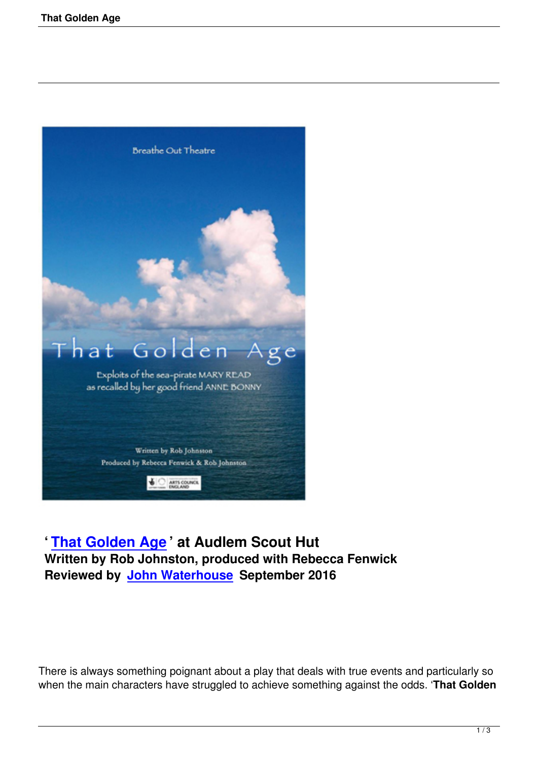**‘ That Golden Age ’ at Audlem Scout Hut**
**Written by Rob Johnston, produced with Rebecca Fenwick**
**Reviewed by John Waterhouse September 2016**

There is always something poignant about a play that deals with true events and particularly so when the main characters have struggled to achieve something against the odds. ‘**That Golden**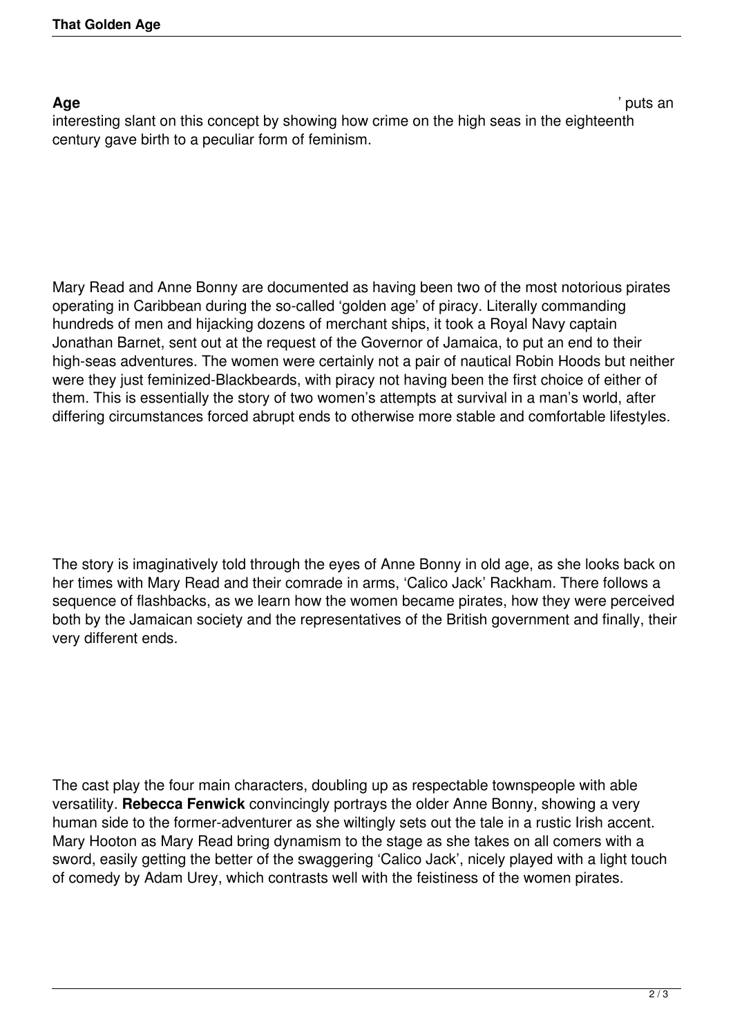**Age** ' puts an interesting slant on this concept by showing how crime on the high seas in the eighteenth century gave birth to a peculiar form of feminism.

Mary Read and Anne Bonny are documented as having been two of the most notorious pirates operating in Caribbean during the so-called 'golden age' of piracy. Literally commanding hundreds of men and hijacking dozens of merchant ships, it took a Royal Navy captain Jonathan Barnet, sent out at the request of the Governor of Jamaica, to put an end to their high-seas adventures. The women were certainly not a pair of nautical Robin Hoods but neither were they just feminized-Blackbeards, with piracy not having been the first choice of either of them. This is essentially the story of two women's attempts at survival in a man's world, after differing circumstances forced abrupt ends to otherwise more stable and comfortable lifestyles.

The story is imaginatively told through the eyes of Anne Bonny in old age, as she looks back on her times with Mary Read and their comrade in arms, 'Calico Jack' Rackham. There follows a sequence of flashbacks, as we learn how the women became pirates, how they were perceived both by the Jamaican society and the representatives of the British government and finally, their very different ends.

The cast play the four main characters, doubling up as respectable townspeople with able versatility. **Rebecca Fenwick** convincingly portrays the older Anne Bonny, showing a very human side to the former-adventurer as she wiltingly sets out the tale in a rustic Irish accent. Mary Hooton as Mary Read bring dynamism to the stage as she takes on all comers with a sword, easily getting the better of the swaggering 'Calico Jack', nicely played with a light touch of comedy by Adam Urey, which contrasts well with the feistiness of the women pirates.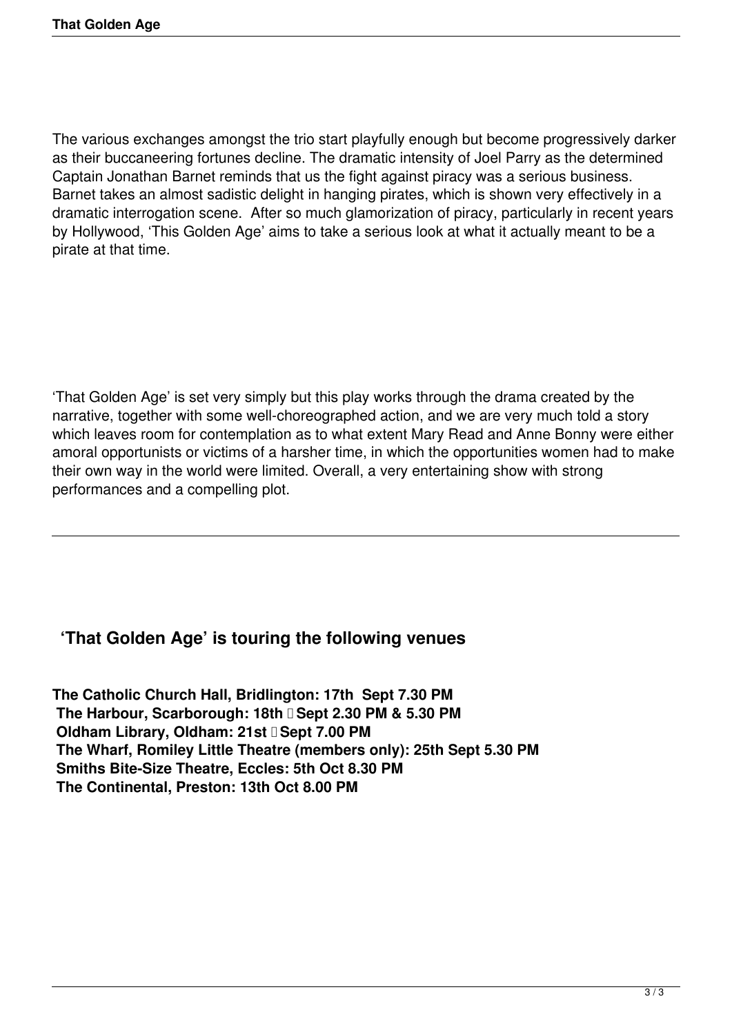The various exchanges amongst the trio start playfully enough but become progressively darker as their buccaneering fortunes decline. The dramatic intensity of Joel Parry as the determined Captain Jonathan Barnet reminds that us the fight against piracy was a serious business. Barnet takes an almost sadistic delight in hanging pirates, which is shown very effectively in a dramatic interrogation scene. After so much glamorization of piracy, particularly in recent years by Hollywood, 'This Golden Age' aims to take a serious look at what it actually meant to be a pirate at that time.

'That Golden Age' is set very simply but this play works through the drama created by the narrative, together with some well-choreographed action, and we are very much told a story which leaves room for contemplation as to what extent Mary Read and Anne Bonny were either amoral opportunists or victims of a harsher time, in which the opportunities women had to make their own way in the world were limited. Overall, a very entertaining show with strong performances and a compelling plot.

---

## 'That Golden Age' is touring the following venues

**The Catholic Church Hall, Bridlington: 17th Sept 7.30 PM**
**The Harbour, Scarborough: 18th Sept 2.30 PM & 5.30 PM**
**Oldham Library, Oldham: 21st Sept 7.00 PM**
**The Wharf, Romiley Little Theatre (members only): 25th Sept 5.30 PM**
**Smiths Bite-Size Theatre, Eccles: 5th Oct 8.30 PM**
**The Continental, Preston: 13th Oct 8.00 PM**